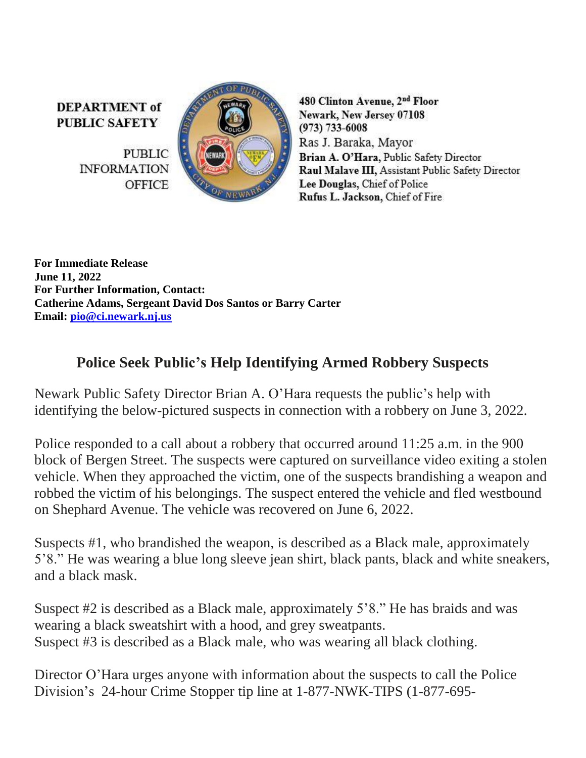**DEPARTMENT of PUBLIC SAFETY**

PUBLIC INFORMATION OFFICE

**480 Clinton Avenue, 2nd Floor**
**Newark, New Jersey 07108**
**(973) 733-6008**
Ras J. Baraka, Mayor
**Brian A. O'Hara,** Public Safety Director
**Raul Malave III,** Assistant Public Safety Director
**Lee Douglas,** Chief of Police
**Rufus L. Jackson,** Chief of Fire

**For Immediate Release**
**June 11, 2022**
**For Further Information, Contact:**
**Catherine Adams, Sergeant David Dos Santos or Barry Carter**
**Email: pio@ci.newark.nj.us**

## Police Seek Public's Help Identifying Armed Robbery Suspects

Newark Public Safety Director Brian A. O'Hara requests the public's help with identifying the below-pictured suspects in connection with a robbery on June 3, 2022.

Police responded to a call about a robbery that occurred around 11:25 a.m. in the 900 block of Bergen Street. The suspects were captured on surveillance video exiting a stolen vehicle. When they approached the victim, one of the suspects brandishing a weapon and robbed the victim of his belongings. The suspect entered the vehicle and fled westbound on Shephard Avenue. The vehicle was recovered on June 6, 2022.

Suspects #1, who brandished the weapon, is described as a Black male, approximately 5'8." He was wearing a blue long sleeve jean shirt, black pants, black and white sneakers, and a black mask.

Suspect #2 is described as a Black male, approximately 5'8." He has braids and was wearing a black sweatshirt with a hood, and grey sweatpants.
Suspect #3 is described as a Black male, who was wearing all black clothing.

Director O'Hara urges anyone with information about the suspects to call the Police Division's 24-hour Crime Stopper tip line at 1-877-NWK-TIPS (1-877-695-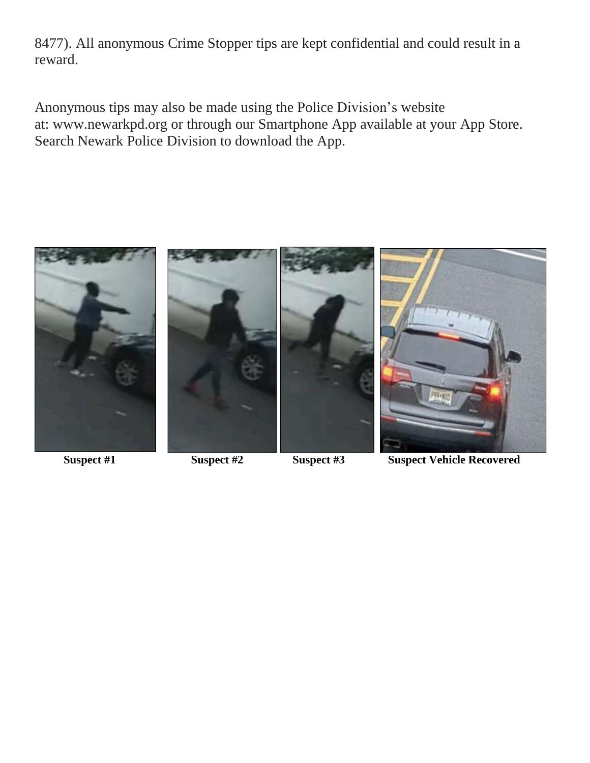8477). All anonymous Crime Stopper tips are kept confidential and could result in a reward.

Anonymous tips may also be made using the Police Division's website at: www.newarkpd.org or through our Smartphone App available at your App Store. Search Newark Police Division to download the App.

**Suspect #1** **Suspect #2** **Suspect #3** **Suspect Vehicle Recovered**